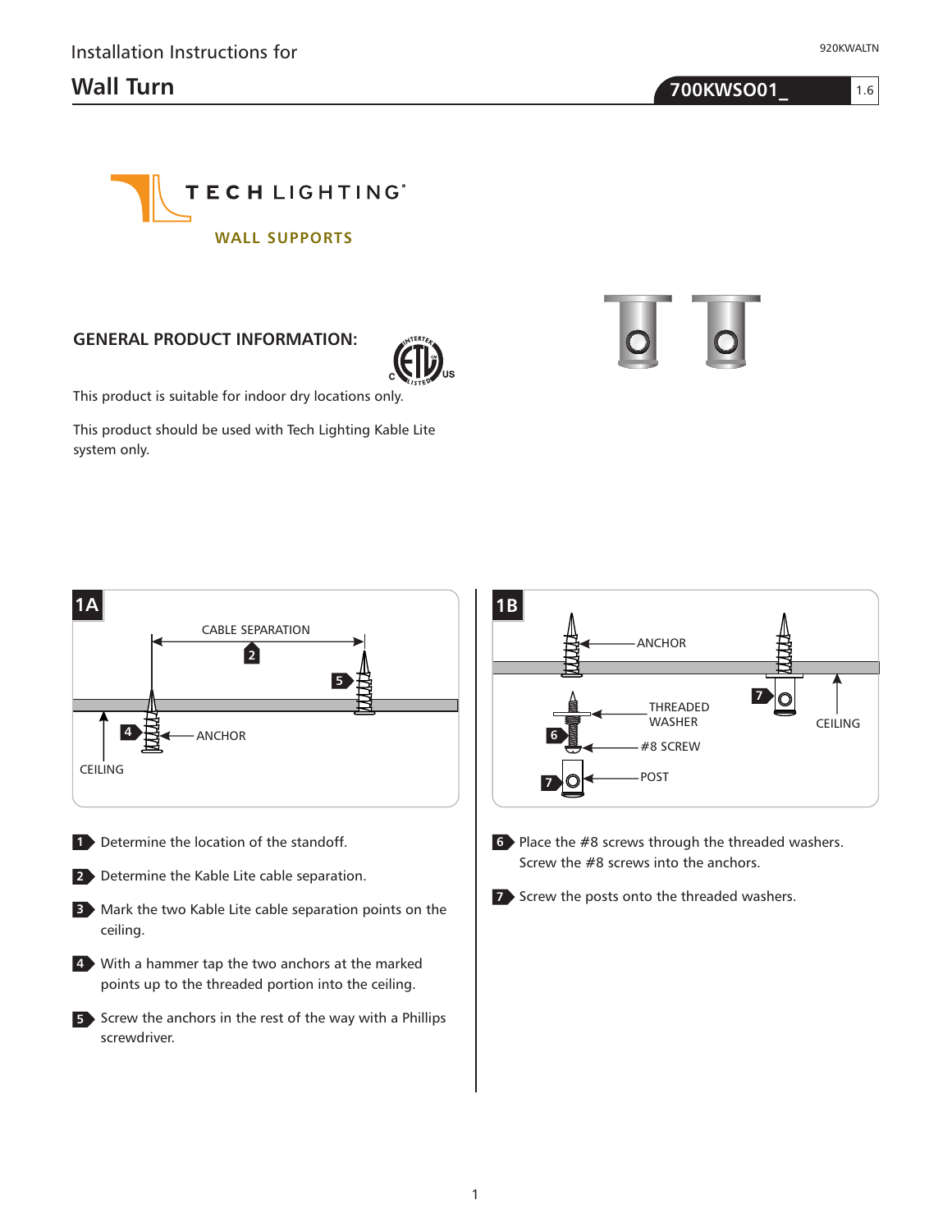Installation Instructions for

# Wall Turn

**700KWSO01_** 1.6

920KWALTN

TECH LIGHTING®

WALL SUPPORTS

## GENERAL PRODUCT INFORMATION:

This product is suitable for indoor dry locations only.

This product should be used with Tech Lighting Kable Lite system only.

**1A**

CABLE SEPARATION

ANCHOR

CEILING

**1B**

ANCHOR

THREADED WASHER

#8 SCREW

POST

CEILING

1. Determine the location of the standoff.
2. Determine the Kable Lite cable separation.
3. Mark the two Kable Lite cable separation points on the ceiling.
4. With a hammer tap the two anchors at the marked points up to the threaded portion into the ceiling.
5. Screw the anchors in the rest of the way with a Phillips screwdriver.
6. Place the #8 screws through the threaded washers. Screw the #8 screws into the anchors.
7. Screw the posts onto the threaded washers.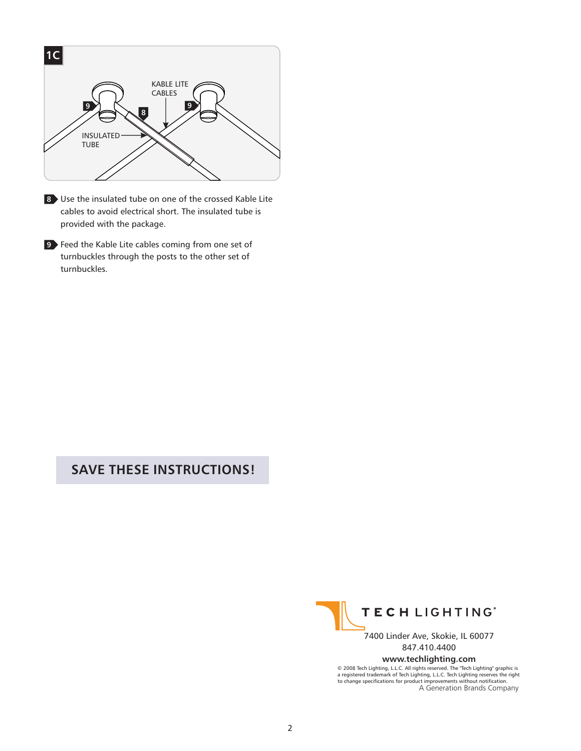1C

KABLE LITE CABLES

INSULATED TUBE

9

8

9

**8** Use the insulated tube on one of the crossed Kable Lite cables to avoid electrical short. The insulated tube is provided with the package.

**9** Feed the Kable Lite cables coming from one set of turnbuckles through the posts to the other set of turnbuckles.

## SAVE THESE INSTRUCTIONS!

TECH LIGHTING®

7400 Linder Ave, Skokie, IL 60077
847.410.4400
**www.techlighting.com**

© 2008 Tech Lighting, L.L.C. All rights reserved. The "Tech Lighting" graphic is a registered trademark of Tech Lighting, L.L.C. Tech Lighting reserves the right to change specifications for product improvements without notification.

A Generation Brands Company